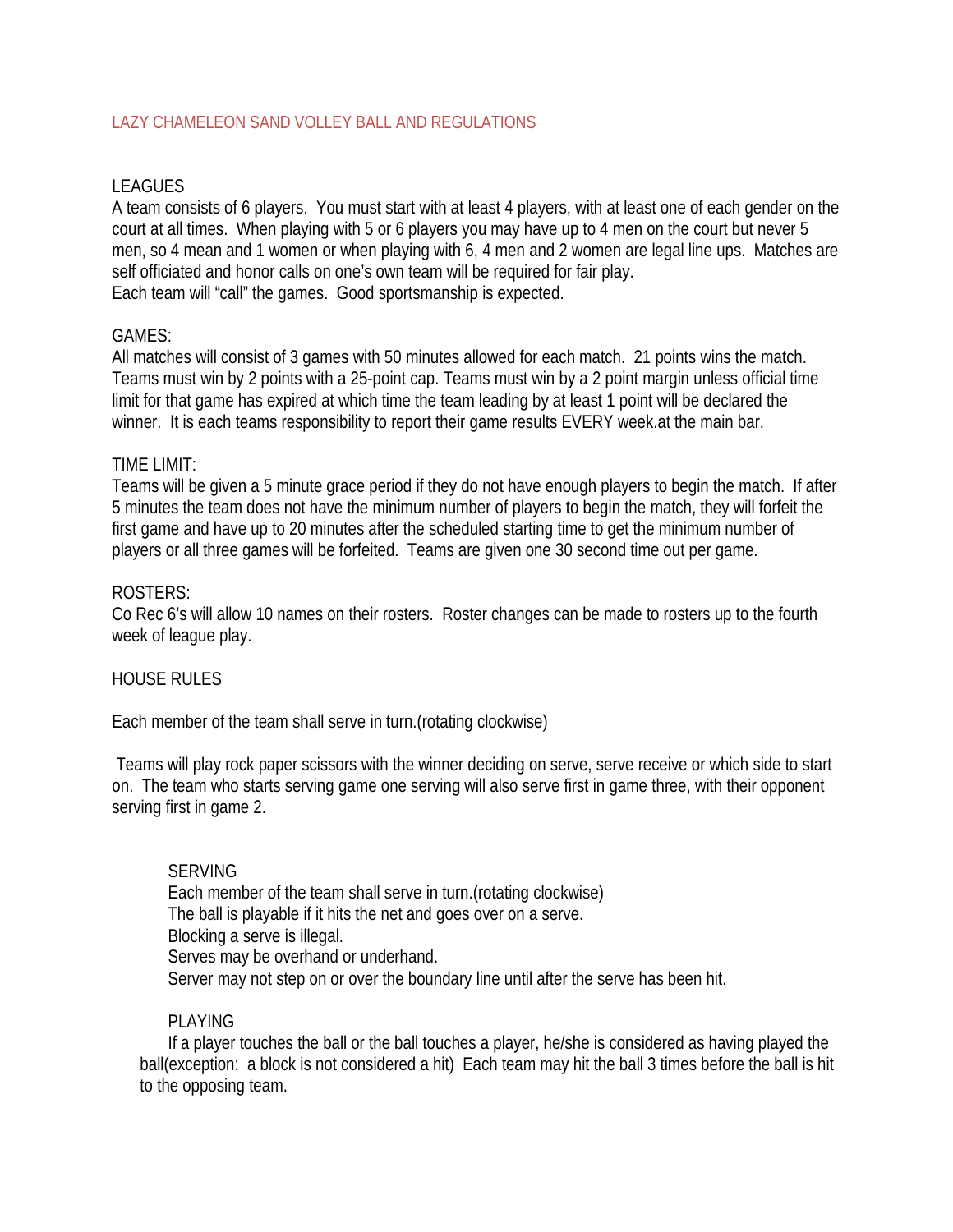# LAZY CHAMELEON SAND VOLLEY BALL AND REGULATIONS

## LEAGUES

A team consists of 6 players. You must start with at least 4 players, with at least one of each gender on the court at all times. When playing with 5 or 6 players you may have up to 4 men on the court but never 5 men, so 4 mean and 1 women or when playing with 6, 4 men and 2 women are legal line ups. Matches are self officiated and honor calls on one's own team will be required for fair play.
Each team will "call" the games. Good sportsmanship is expected.

## GAMES:

All matches will consist of 3 games with 50 minutes allowed for each match. 21 points wins the match. Teams must win by 2 points with a 25-point cap. Teams must win by a 2 point margin unless official time limit for that game has expired at which time the team leading by at least 1 point will be declared the winner. It is each teams responsibility to report their game results EVERY week.at the main bar.

## TIME LIMIT:

Teams will be given a 5 minute grace period if they do not have enough players to begin the match. If after 5 minutes the team does not have the minimum number of players to begin the match, they will forfeit the first game and have up to 20 minutes after the scheduled starting time to get the minimum number of players or all three games will be forfeited. Teams are given one 30 second time out per game.

## ROSTERS:

Co Rec 6's will allow 10 names on their rosters. Roster changes can be made to rosters up to the fourth week of league play.

## HOUSE RULES

Each member of the team shall serve in turn.(rotating clockwise)

Teams will play rock paper scissors with the winner deciding on serve, serve receive or which side to start on. The team who starts serving game one serving will also serve first in game three, with their opponent serving first in game 2.

### SERVING

Each member of the team shall serve in turn.(rotating clockwise)
The ball is playable if it hits the net and goes over on a serve.
Blocking a serve is illegal.
Serves may be overhand or underhand.
Server may not step on or over the boundary line until after the serve has been hit.

### PLAYING

If a player touches the ball or the ball touches a player, he/she is considered as having played the ball(exception: a block is not considered a hit) Each team may hit the ball 3 times before the ball is hit to the opposing team.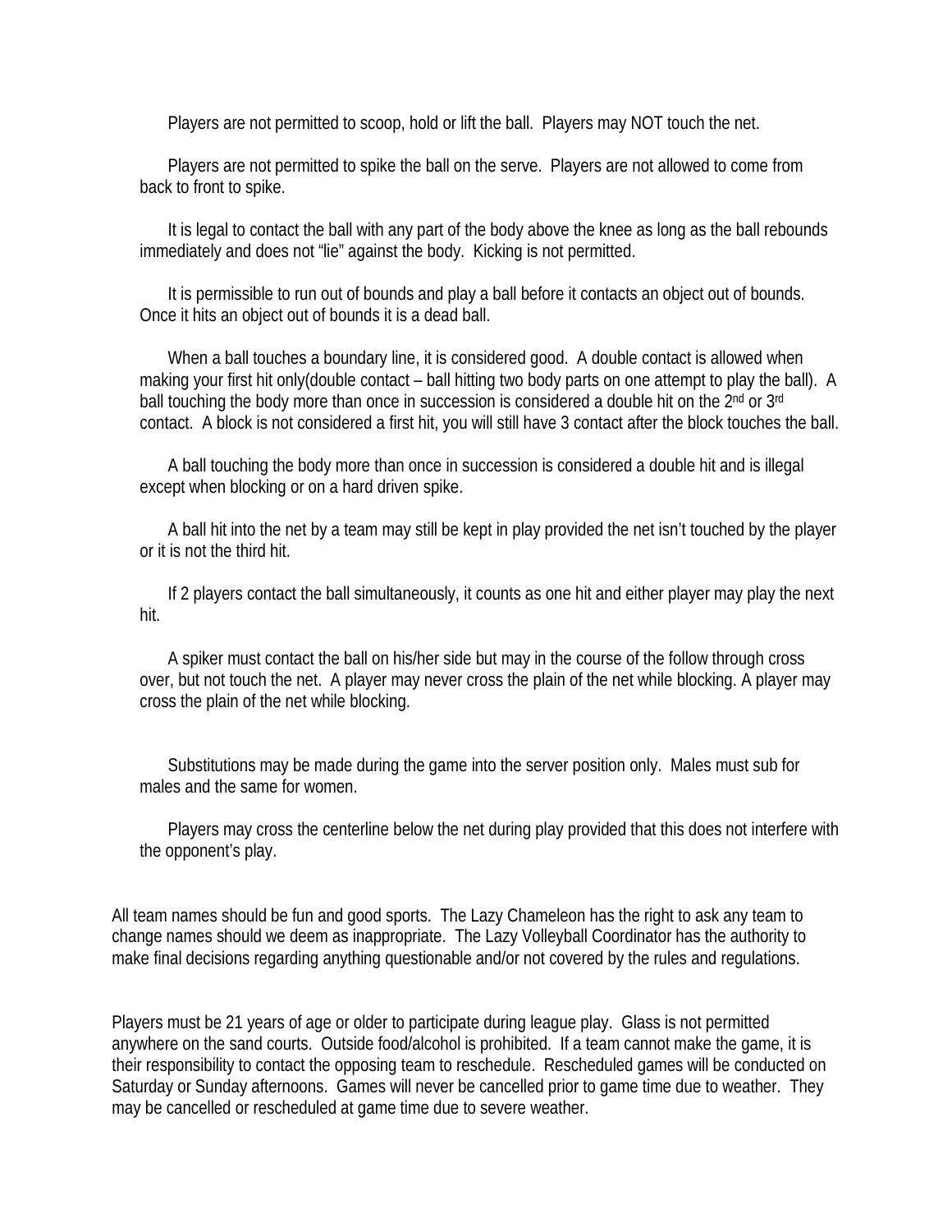Players are not permitted to scoop, hold or lift the ball. Players may NOT touch the net.

Players are not permitted to spike the ball on the serve. Players are not allowed to come from back to front to spike.

It is legal to contact the ball with any part of the body above the knee as long as the ball rebounds immediately and does not "lie" against the body. Kicking is not permitted.

It is permissible to run out of bounds and play a ball before it contacts an object out of bounds. Once it hits an object out of bounds it is a dead ball.

When a ball touches a boundary line, it is considered good. A double contact is allowed when making your first hit only(double contact – ball hitting two body parts on one attempt to play the ball). A ball touching the body more than once in succession is considered a double hit on the 2nd or 3rd contact. A block is not considered a first hit, you will still have 3 contact after the block touches the ball.

A ball touching the body more than once in succession is considered a double hit and is illegal except when blocking or on a hard driven spike.

A ball hit into the net by a team may still be kept in play provided the net isn't touched by the player or it is not the third hit.

If 2 players contact the ball simultaneously, it counts as one hit and either player may play the next hit.

A spiker must contact the ball on his/her side but may in the course of the follow through cross over, but not touch the net. A player may never cross the plain of the net while blocking. A player may cross the plain of the net while blocking.

Substitutions may be made during the game into the server position only. Males must sub for males and the same for women.

Players may cross the centerline below the net during play provided that this does not interfere with the opponent's play.

All team names should be fun and good sports. The Lazy Chameleon has the right to ask any team to change names should we deem as inappropriate. The Lazy Volleyball Coordinator has the authority to make final decisions regarding anything questionable and/or not covered by the rules and regulations.

Players must be 21 years of age or older to participate during league play. Glass is not permitted anywhere on the sand courts. Outside food/alcohol is prohibited. If a team cannot make the game, it is their responsibility to contact the opposing team to reschedule. Rescheduled games will be conducted on Saturday or Sunday afternoons. Games will never be cancelled prior to game time due to weather. They may be cancelled or rescheduled at game time due to severe weather.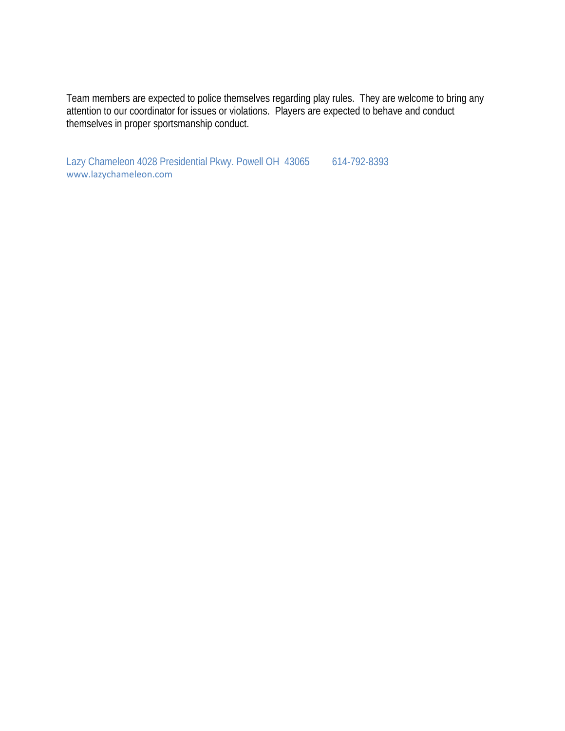Team members are expected to police themselves regarding play rules.  They are welcome to bring any attention to our coordinator for issues or violations.  Players are expected to behave and conduct themselves in proper sportsmanship conduct.

Lazy Chameleon 4028 Presidential Pkwy. Powell OH  43065        614-792-8393
www.lazychameleon.com